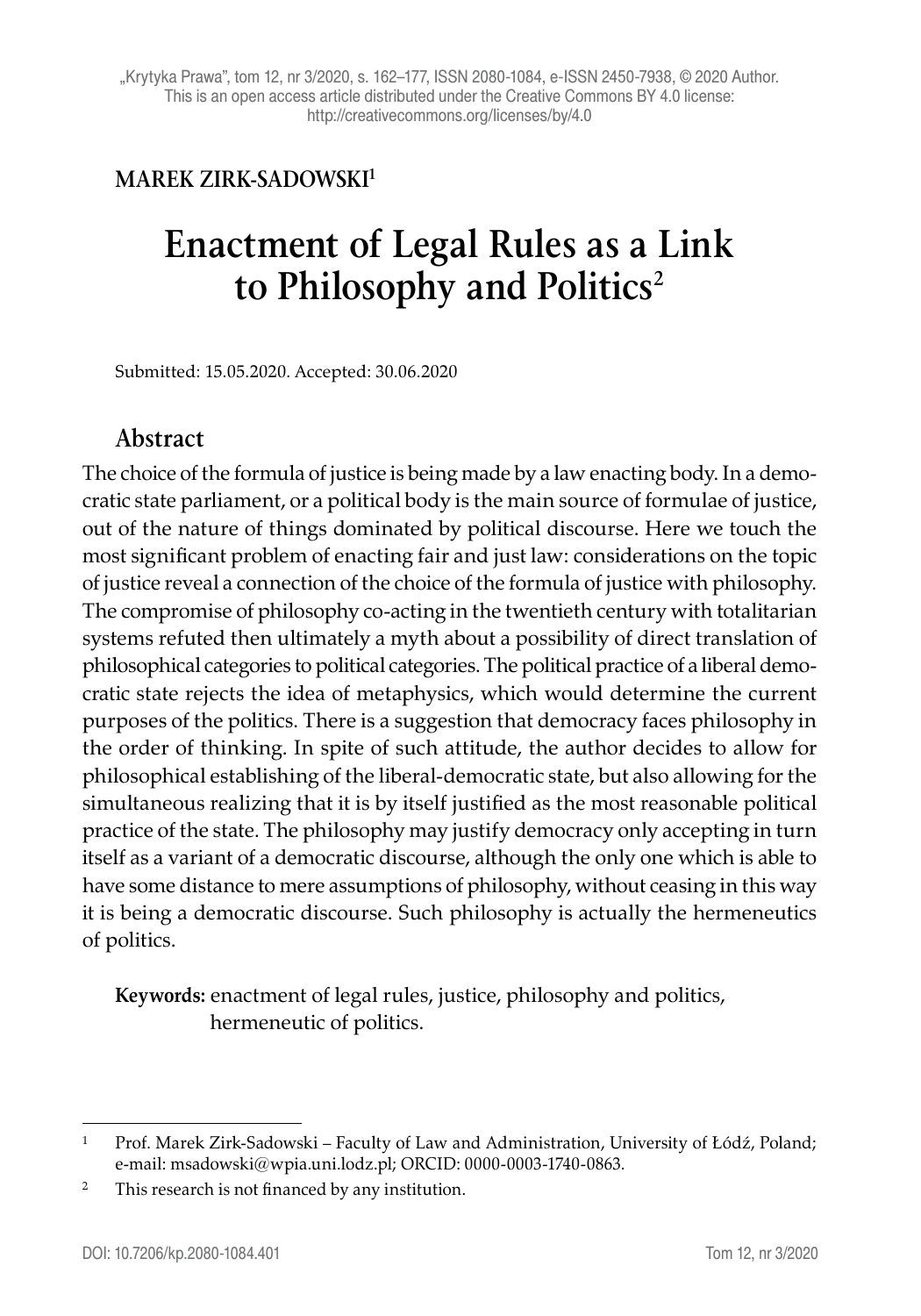„Krytyka Prawa", tom 12, nr 3/2020, s. 162–177, ISSN 2080-1084, e-ISSN 2450-7938, © 2020 Author. This is an open access article distributed under the Creative Commons BY 4.0 license: http://creativecommons.org/licenses/by/4.0

**MAREK ZIRK-SADOWSKI**[1]

# Enactment of Legal Rules as a Link to Philosophy and Politics[2]

Submitted: 15.05.2020. Accepted: 30.06.2020

## Abstract

The choice of the formula of justice is being made by a law enacting body. In a democratic state parliament, or a political body is the main source of formulae of justice, out of the nature of things dominated by political discourse. Here we touch the most significant problem of enacting fair and just law: considerations on the topic of justice reveal a connection of the choice of the formula of justice with philosophy. The compromise of philosophy co-acting in the twentieth century with totalitarian systems refuted then ultimately a myth about a possibility of direct translation of philosophical categories to political categories. The political practice of a liberal democratic state rejects the idea of metaphysics, which would determine the current purposes of the politics. There is a suggestion that democracy faces philosophy in the order of thinking. In spite of such attitude, the author decides to allow for philosophical establishing of the liberal-democratic state, but also allowing for the simultaneous realizing that it is by itself justified as the most reasonable political practice of the state. The philosophy may justify democracy only accepting in turn itself as a variant of a democratic discourse, although the only one which is able to have some distance to mere assumptions of philosophy, without ceasing in this way it is being a democratic discourse. Such philosophy is actually the hermeneutics of politics.

**Keywords:** enactment of legal rules, justice, philosophy and politics, hermeneutic of politics.

---

[1] Prof. Marek Zirk-Sadowski – Faculty of Law and Administration, University of Łódź, Poland; e-mail: msadowski@wpia.uni.lodz.pl; ORCID: 0000-0003-1740-0863.

[2] This research is not financed by any institution.

DOI: 10.7206/kp.2080-1084.401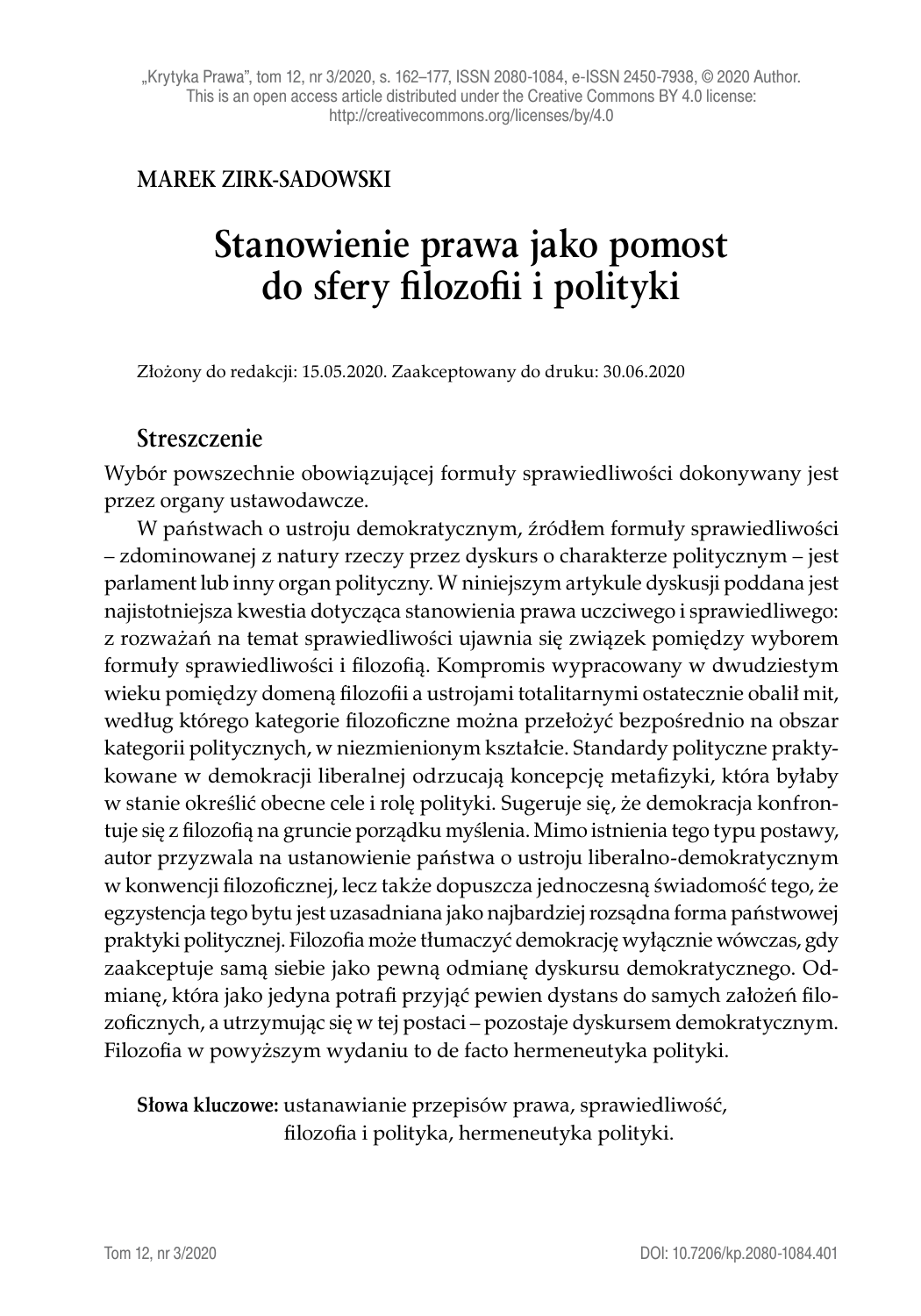„Krytyka Prawa", tom 12, nr 3/2020, s. 162–177, ISSN 2080-1084, e-ISSN 2450-7938, © 2020 Author. This is an open access article distributed under the Creative Commons BY 4.0 license: http://creativecommons.org/licenses/by/4.0

MAREK ZIRK-SADOWSKI

# Stanowienie prawa jako pomost do sfery filozofii i polityki

Złożony do redakcji: 15.05.2020. Zaakceptowany do druku: 30.06.2020

## Streszczenie

Wybór powszechnie obowiązującej formuły sprawiedliwości dokonywany jest przez organy ustawodawcze.

W państwach o ustroju demokratycznym, źródłem formuły sprawiedliwości – zdominowanej z natury rzeczy przez dyskurs o charakterze politycznym – jest parlament lub inny organ polityczny. W niniejszym artykule dyskusji poddana jest najistotniejsza kwestia dotycząca stanowienia prawa uczciwego i sprawiedliwego: z rozważań na temat sprawiedliwości ujawnia się związek pomiędzy wyborem formuły sprawiedliwości i filozofią. Kompromis wypracowany w dwudziestym wieku pomiędzy domeną filozofii a ustrojami totalitarnymi ostatecznie obalił mit, według którego kategorie filozoficzne można przełożyć bezpośrednio na obszar kategorii politycznych, w niezmienionym kształcie. Standardy polityczne praktykowane w demokracji liberalnej odrzucają koncepcję metafizyki, która byłaby w stanie określić obecne cele i rolę polityki. Sugeruje się, że demokracja konfrontuje się z filozofią na gruncie porządku myślenia. Mimo istnienia tego typu postawy, autor przyzwala na ustanowienie państwa o ustroju liberalno-demokratycznym w konwencji filozoficznej, lecz także dopuszcza jednoczesną świadomość tego, że egzystencja tego bytu jest uzasadniana jako najbardziej rozsądna forma państwowej praktyki politycznej. Filozofia może tłumaczyć demokrację wyłącznie wówczas, gdy zaakceptuje samą siebie jako pewną odmianę dyskursu demokratycznego. Odmianę, która jako jedyna potrafi przyjąć pewien dystans do samych założeń filozoficznych, a utrzymując się w tej postaci – pozostaje dyskursem demokratycznym. Filozofia w powyższym wydaniu to de facto hermeneutyka polityki.

**Słowa kluczowe:** ustanawianie przepisów prawa, sprawiedliwość, filozofia i polityka, hermeneutyka polityki.

DOI: 10.7206/kp.2080-1084.401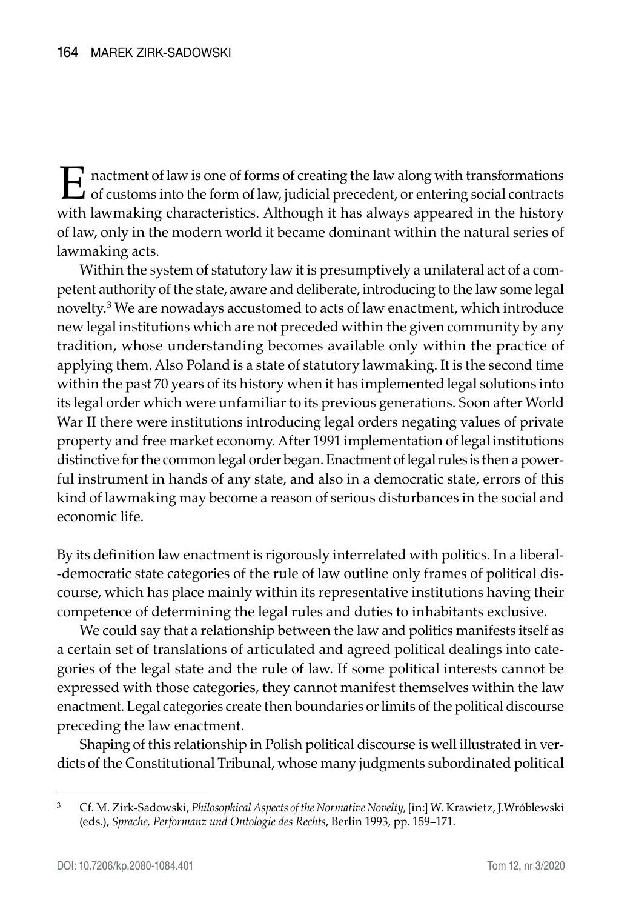Enactment of law is one of forms of creating the law along with transformations of customs into the form of law, judicial precedent, or entering social contracts with lawmaking characteristics. Although it has always appeared in the history of law, only in the modern world it became dominant within the natural series of lawmaking acts.

Within the system of statutory law it is presumptively a unilateral act of a competent authority of the state, aware and deliberate, introducing to the law some legal novelty.[3] We are nowadays accustomed to acts of law enactment, which introduce new legal institutions which are not preceded within the given community by any tradition, whose understanding becomes available only within the practice of applying them. Also Poland is a state of statutory lawmaking. It is the second time within the past 70 years of its history when it has implemented legal solutions into its legal order which were unfamiliar to its previous generations. Soon after World War II there were institutions introducing legal orders negating values of private property and free market economy. After 1991 implementation of legal institutions distinctive for the common legal order began. Enactment of legal rules is then a powerful instrument in hands of any state, and also in a democratic state, errors of this kind of lawmaking may become a reason of serious disturbances in the social and economic life.

By its definition law enactment is rigorously interrelated with politics. In a liberal--democratic state categories of the rule of law outline only frames of political discourse, which has place mainly within its representative institutions having their competence of determining the legal rules and duties to inhabitants exclusive.

We could say that a relationship between the law and politics manifests itself as a certain set of translations of articulated and agreed political dealings into categories of the legal state and the rule of law. If some political interests cannot be expressed with those categories, they cannot manifest themselves within the law enactment. Legal categories create then boundaries or limits of the political discourse preceding the law enactment.

Shaping of this relationship in Polish political discourse is well illustrated in verdicts of the Constitutional Tribunal, whose many judgments subordinated political

[3] Cf. M. Zirk-Sadowski, *Philosophical Aspects of the Normative Novelty*, [in:] W. Krawietz, J. Wróblewski (eds.), *Sprache, Performanz und Ontologie des Rechts*, Berlin 1993, pp. 159–171.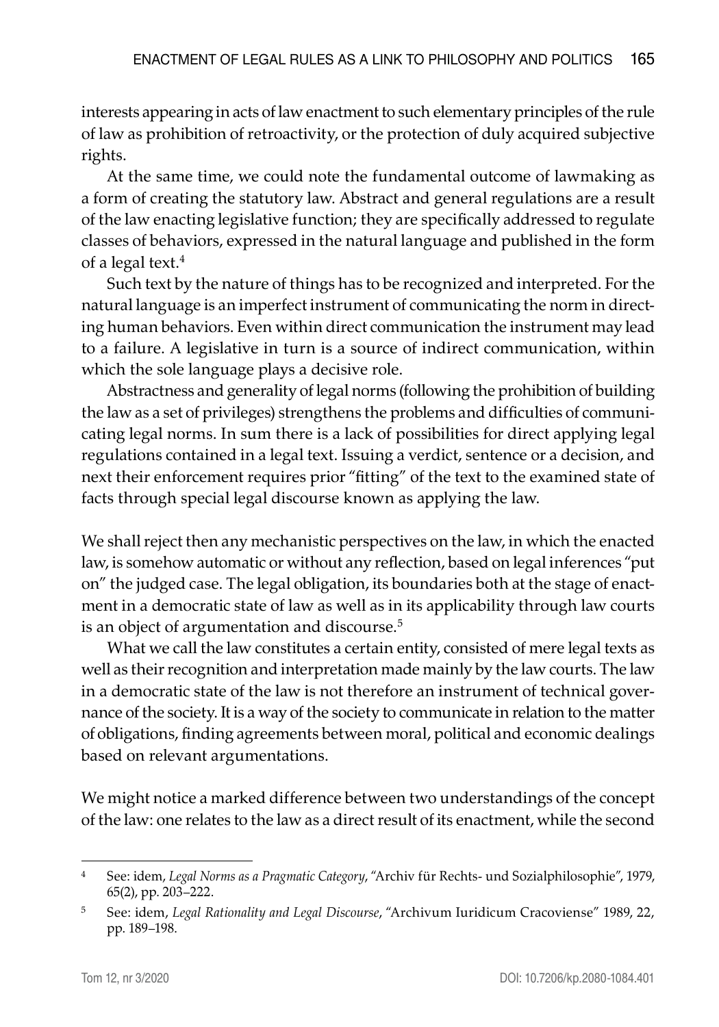interests appearing in acts of law enactment to such elementary principles of the rule of law as prohibition of retroactivity, or the protection of duly acquired subjective rights.

At the same time, we could note the fundamental outcome of lawmaking as a form of creating the statutory law. Abstract and general regulations are a result of the law enacting legislative function; they are specifically addressed to regulate classes of behaviors, expressed in the natural language and published in the form of a legal text.[4]

Such text by the nature of things has to be recognized and interpreted. For the natural language is an imperfect instrument of communicating the norm in directing human behaviors. Even within direct communication the instrument may lead to a failure. A legislative in turn is a source of indirect communication, within which the sole language plays a decisive role.

Abstractness and generality of legal norms (following the prohibition of building the law as a set of privileges) strengthens the problems and difficulties of communicating legal norms. In sum there is a lack of possibilities for direct applying legal regulations contained in a legal text. Issuing a verdict, sentence or a decision, and next their enforcement requires prior "fitting" of the text to the examined state of facts through special legal discourse known as applying the law.

We shall reject then any mechanistic perspectives on the law, in which the enacted law, is somehow automatic or without any reflection, based on legal inferences "put on" the judged case. The legal obligation, its boundaries both at the stage of enactment in a democratic state of law as well as in its applicability through law courts is an object of argumentation and discourse.[5]

What we call the law constitutes a certain entity, consisted of mere legal texts as well as their recognition and interpretation made mainly by the law courts. The law in a democratic state of the law is not therefore an instrument of technical governance of the society. It is a way of the society to communicate in relation to the matter of obligations, finding agreements between moral, political and economic dealings based on relevant argumentations.

We might notice a marked difference between two understandings of the concept of the law: one relates to the law as a direct result of its enactment, while the second

---

[4] See: idem, *Legal Norms as a Pragmatic Category*, "Archiv für Rechts- und Sozialphilosophie", 1979, 65(2), pp. 203–222.

[5] See: idem, *Legal Rationality and Legal Discourse*, "Archivum Iuridicum Cracoviense" 1989, 22, pp. 189–198.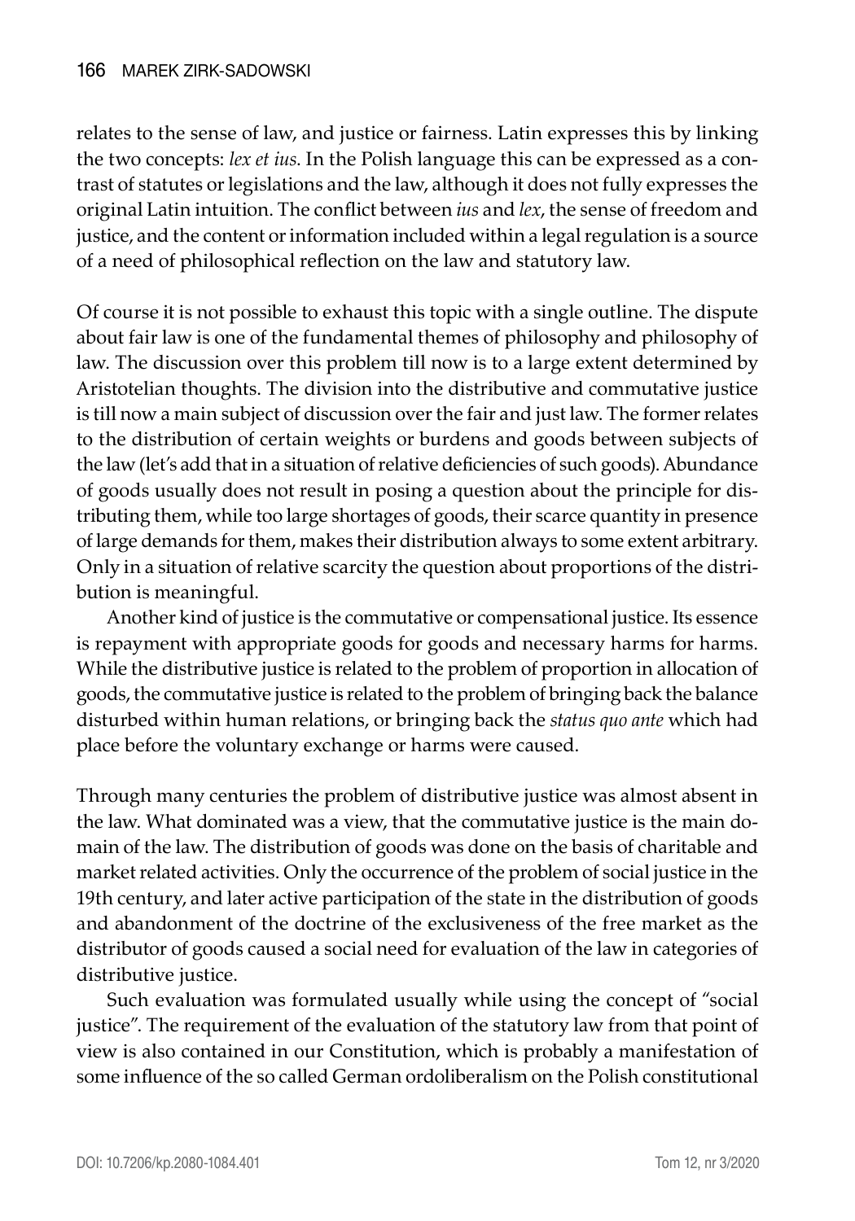relates to the sense of law, and justice or fairness. Latin expresses this by linking the two concepts: *lex et ius*. In the Polish language this can be expressed as a contrast of statutes or legislations and the law, although it does not fully expresses the original Latin intuition. The conflict between *ius* and *lex*, the sense of freedom and justice, and the content or information included within a legal regulation is a source of a need of philosophical reflection on the law and statutory law.

Of course it is not possible to exhaust this topic with a single outline. The dispute about fair law is one of the fundamental themes of philosophy and philosophy of law. The discussion over this problem till now is to a large extent determined by Aristotelian thoughts. The division into the distributive and commutative justice is till now a main subject of discussion over the fair and just law. The former relates to the distribution of certain weights or burdens and goods between subjects of the law (let's add that in a situation of relative deficiencies of such goods). Abundance of goods usually does not result in posing a question about the principle for distributing them, while too large shortages of goods, their scarce quantity in presence of large demands for them, makes their distribution always to some extent arbitrary. Only in a situation of relative scarcity the question about proportions of the distribution is meaningful.

Another kind of justice is the commutative or compensational justice. Its essence is repayment with appropriate goods for goods and necessary harms for harms. While the distributive justice is related to the problem of proportion in allocation of goods, the commutative justice is related to the problem of bringing back the balance disturbed within human relations, or bringing back the *status quo ante* which had place before the voluntary exchange or harms were caused.

Through many centuries the problem of distributive justice was almost absent in the law. What dominated was a view, that the commutative justice is the main domain of the law. The distribution of goods was done on the basis of charitable and market related activities. Only the occurrence of the problem of social justice in the 19th century, and later active participation of the state in the distribution of goods and abandonment of the doctrine of the exclusiveness of the free market as the distributor of goods caused a social need for evaluation of the law in categories of distributive justice.

Such evaluation was formulated usually while using the concept of "social justice". The requirement of the evaluation of the statutory law from that point of view is also contained in our Constitution, which is probably a manifestation of some influence of the so called German ordoliberalism on the Polish constitutional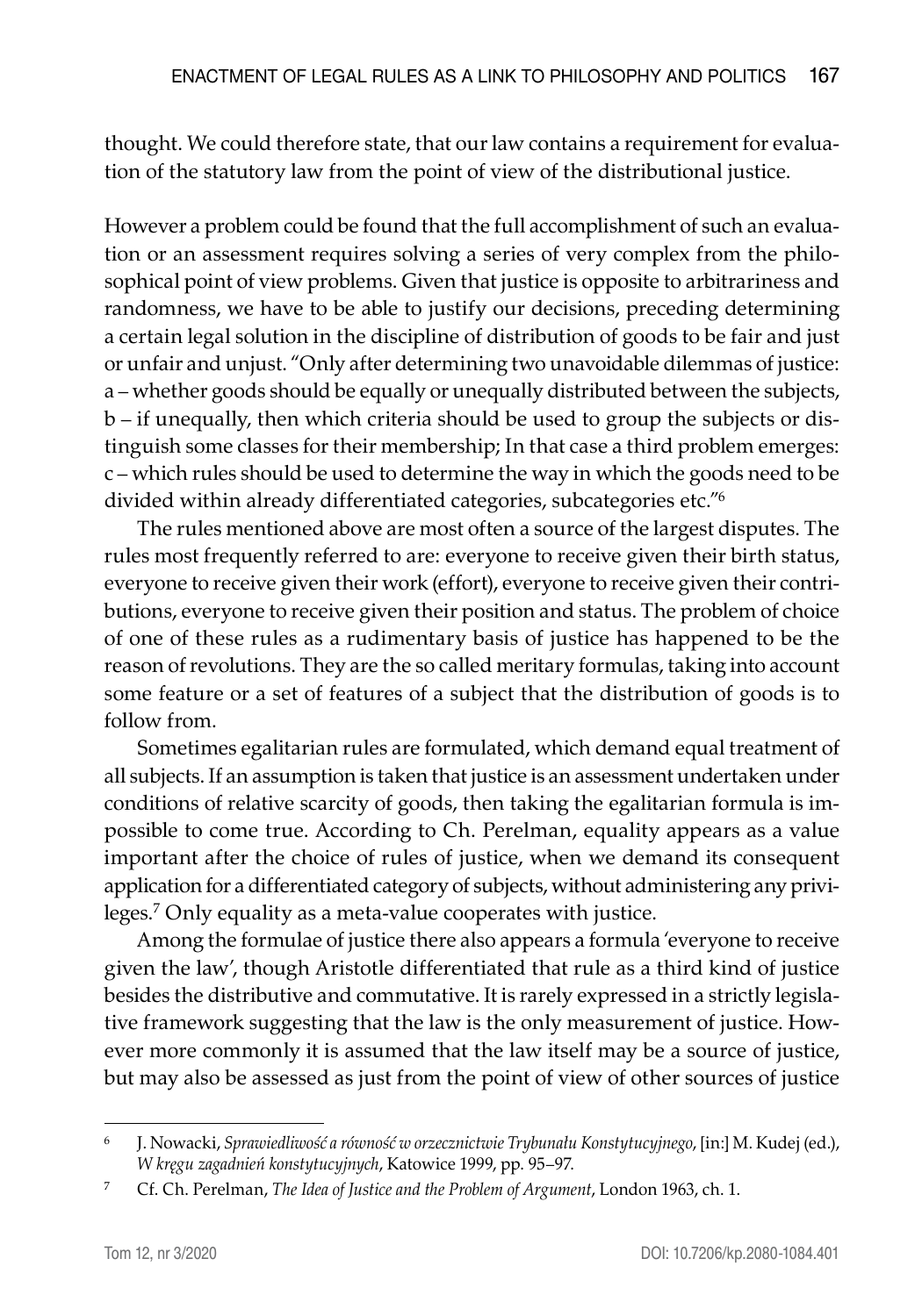thought. We could therefore state, that our law contains a requirement for evaluation of the statutory law from the point of view of the distributional justice.

However a problem could be found that the full accomplishment of such an evaluation or an assessment requires solving a series of very complex from the philosophical point of view problems. Given that justice is opposite to arbitrariness and randomness, we have to be able to justify our decisions, preceding determining a certain legal solution in the discipline of distribution of goods to be fair and just or unfair and unjust. "Only after determining two unavoidable dilemmas of justice: a – whether goods should be equally or unequally distributed between the subjects, b – if unequally, then which criteria should be used to group the subjects or distinguish some classes for their membership; In that case a third problem emerges: c – which rules should be used to determine the way in which the goods need to be divided within already differentiated categories, subcategories etc."[6]

The rules mentioned above are most often a source of the largest disputes. The rules most frequently referred to are: everyone to receive given their birth status, everyone to receive given their work (effort), everyone to receive given their contributions, everyone to receive given their position and status. The problem of choice of one of these rules as a rudimentary basis of justice has happened to be the reason of revolutions. They are the so called meritary formulas, taking into account some feature or a set of features of a subject that the distribution of goods is to follow from.

Sometimes egalitarian rules are formulated, which demand equal treatment of all subjects. If an assumption is taken that justice is an assessment undertaken under conditions of relative scarcity of goods, then taking the egalitarian formula is impossible to come true. According to Ch. Perelman, equality appears as a value important after the choice of rules of justice, when we demand its consequent application for a differentiated category of subjects, without administering any privileges.[7] Only equality as a meta-value cooperates with justice.

Among the formulae of justice there also appears a formula 'everyone to receive given the law', though Aristotle differentiated that rule as a third kind of justice besides the distributive and commutative. It is rarely expressed in a strictly legislative framework suggesting that the law is the only measurement of justice. However more commonly it is assumed that the law itself may be a source of justice, but may also be assessed as just from the point of view of other sources of justice

---

[6] J. Nowacki, *Sprawiedliwość a równość w orzecznictwie Trybunału Konstytucyjnego*, [in:] M. Kudej (ed.), *W kręgu zagadnień konstytucyjnych*, Katowice 1999, pp. 95–97.

[7] Cf. Ch. Perelman, *The Idea of Justice and the Problem of Argument*, London 1963, ch. 1.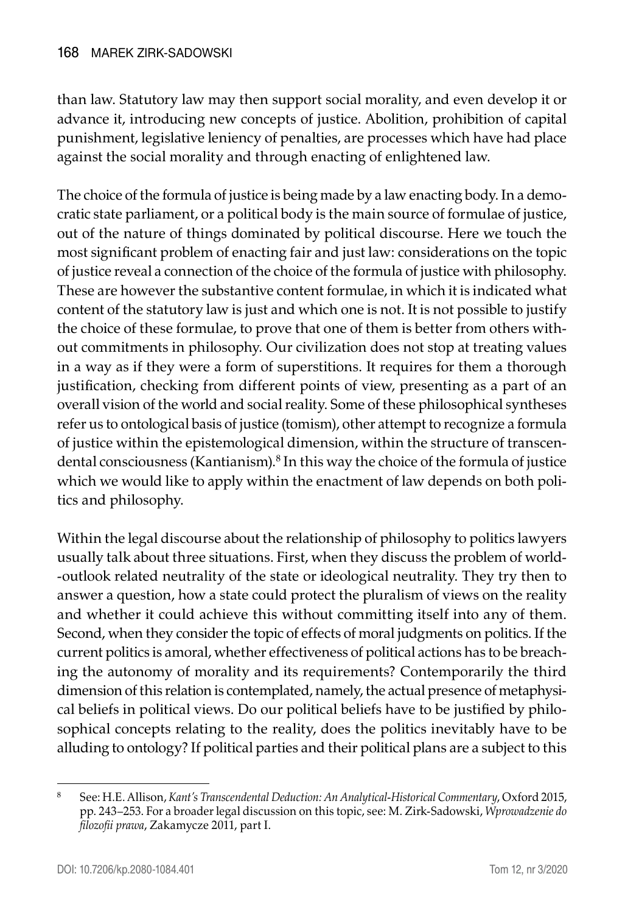than law. Statutory law may then support social morality, and even develop it or advance it, introducing new concepts of justice. Abolition, prohibition of capital punishment, legislative leniency of penalties, are processes which have had place against the social morality and through enacting of enlightened law.

The choice of the formula of justice is being made by a law enacting body. In a democratic state parliament, or a political body is the main source of formulae of justice, out of the nature of things dominated by political discourse. Here we touch the most significant problem of enacting fair and just law: considerations on the topic of justice reveal a connection of the choice of the formula of justice with philosophy. These are however the substantive content formulae, in which it is indicated what content of the statutory law is just and which one is not. It is not possible to justify the choice of these formulae, to prove that one of them is better from others without commitments in philosophy. Our civilization does not stop at treating values in a way as if they were a form of superstitions. It requires for them a thorough justification, checking from different points of view, presenting as a part of an overall vision of the world and social reality. Some of these philosophical syntheses refer us to ontological basis of justice (tomism), other attempt to recognize a formula of justice within the epistemological dimension, within the structure of transcendental consciousness (Kantianism).[8] In this way the choice of the formula of justice which we would like to apply within the enactment of law depends on both politics and philosophy.

Within the legal discourse about the relationship of philosophy to politics lawyers usually talk about three situations. First, when they discuss the problem of world--outlook related neutrality of the state or ideological neutrality. They try then to answer a question, how a state could protect the pluralism of views on the reality and whether it could achieve this without committing itself into any of them. Second, when they consider the topic of effects of moral judgments on politics. If the current politics is amoral, whether effectiveness of political actions has to be breaching the autonomy of morality and its requirements? Contemporarily the third dimension of this relation is contemplated, namely, the actual presence of metaphysical beliefs in political views. Do our political beliefs have to be justified by philosophical concepts relating to the reality, does the politics inevitably have to be alluding to ontology? If political parties and their political plans are a subject to this

---

[8] See: H.E. Allison, *Kant's Transcendental Deduction: An Analytical-Historical Commentary*, Oxford 2015, pp. 243–253. For a broader legal discussion on this topic, see: M. Zirk-Sadowski, *Wprowadzenie do filozofii prawa*, Zakamycze 2011, part I.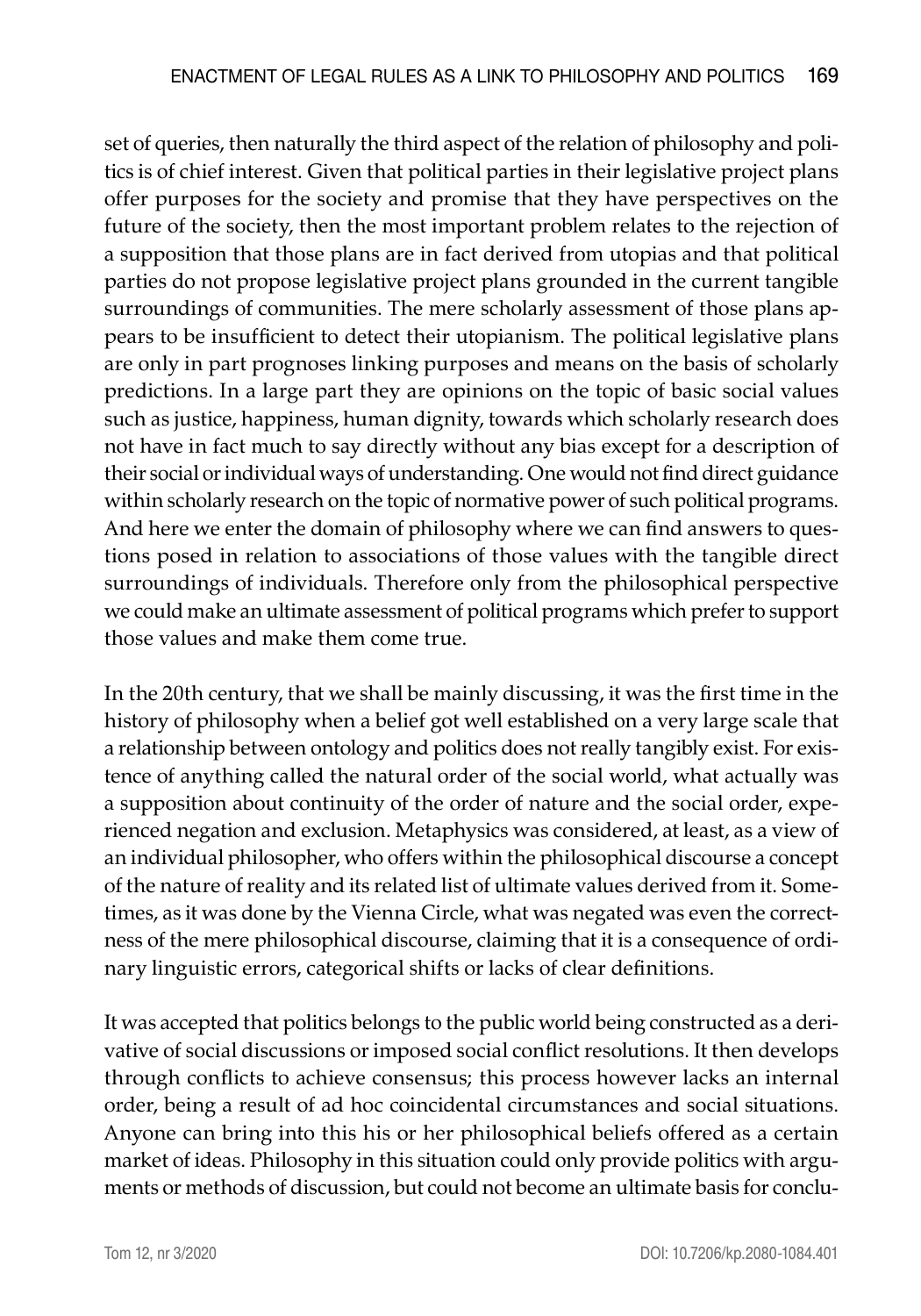set of queries, then naturally the third aspect of the relation of philosophy and politics is of chief interest. Given that political parties in their legislative project plans offer purposes for the society and promise that they have perspectives on the future of the society, then the most important problem relates to the rejection of a supposition that those plans are in fact derived from utopias and that political parties do not propose legislative project plans grounded in the current tangible surroundings of communities. The mere scholarly assessment of those plans appears to be insufficient to detect their utopianism. The political legislative plans are only in part prognoses linking purposes and means on the basis of scholarly predictions. In a large part they are opinions on the topic of basic social values such as justice, happiness, human dignity, towards which scholarly research does not have in fact much to say directly without any bias except for a description of their social or individual ways of understanding. One would not find direct guidance within scholarly research on the topic of normative power of such political programs. And here we enter the domain of philosophy where we can find answers to questions posed in relation to associations of those values with the tangible direct surroundings of individuals. Therefore only from the philosophical perspective we could make an ultimate assessment of political programs which prefer to support those values and make them come true.

In the 20th century, that we shall be mainly discussing, it was the first time in the history of philosophy when a belief got well established on a very large scale that a relationship between ontology and politics does not really tangibly exist. For existence of anything called the natural order of the social world, what actually was a supposition about continuity of the order of nature and the social order, experienced negation and exclusion. Metaphysics was considered, at least, as a view of an individual philosopher, who offers within the philosophical discourse a concept of the nature of reality and its related list of ultimate values derived from it. Sometimes, as it was done by the Vienna Circle, what was negated was even the correctness of the mere philosophical discourse, claiming that it is a consequence of ordinary linguistic errors, categorical shifts or lacks of clear definitions.

It was accepted that politics belongs to the public world being constructed as a derivative of social discussions or imposed social conflict resolutions. It then develops through conflicts to achieve consensus; this process however lacks an internal order, being a result of ad hoc coincidental circumstances and social situations. Anyone can bring into this his or her philosophical beliefs offered as a certain market of ideas. Philosophy in this situation could only provide politics with arguments or methods of discussion, but could not become an ultimate basis for conclu-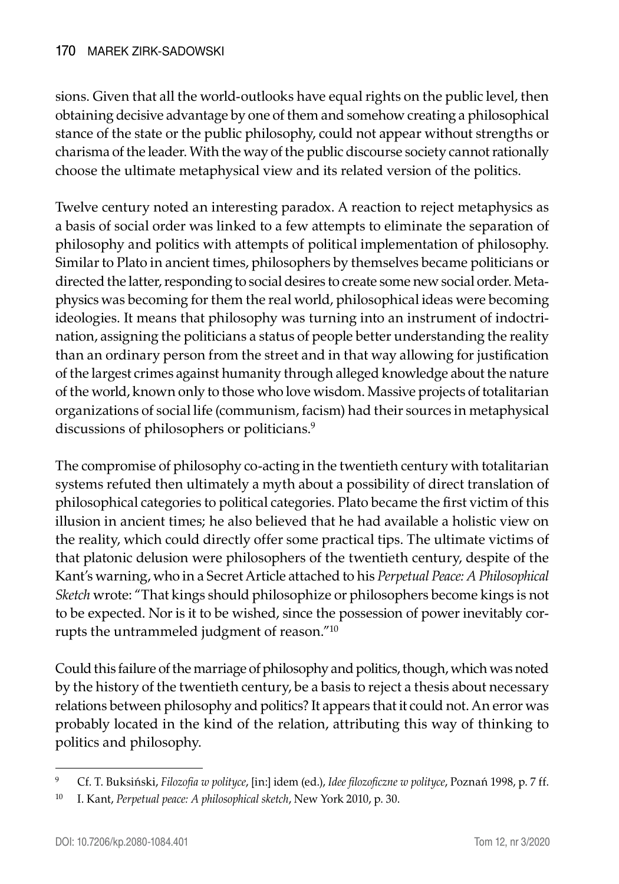sions. Given that all the world-outlooks have equal rights on the public level, then obtaining decisive advantage by one of them and somehow creating a philosophical stance of the state or the public philosophy, could not appear without strengths or charisma of the leader. With the way of the public discourse society cannot rationally choose the ultimate metaphysical view and its related version of the politics.

Twelve century noted an interesting paradox. A reaction to reject metaphysics as a basis of social order was linked to a few attempts to eliminate the separation of philosophy and politics with attempts of political implementation of philosophy. Similar to Plato in ancient times, philosophers by themselves became politicians or directed the latter, responding to social desires to create some new social order. Metaphysics was becoming for them the real world, philosophical ideas were becoming ideologies. It means that philosophy was turning into an instrument of indoctrination, assigning the politicians a status of people better understanding the reality than an ordinary person from the street and in that way allowing for justification of the largest crimes against humanity through alleged knowledge about the nature of the world, known only to those who love wisdom. Massive projects of totalitarian organizations of social life (communism, facism) had their sources in metaphysical discussions of philosophers or politicians.[9]

The compromise of philosophy co-acting in the twentieth century with totalitarian systems refuted then ultimately a myth about a possibility of direct translation of philosophical categories to political categories. Plato became the first victim of this illusion in ancient times; he also believed that he had available a holistic view on the reality, which could directly offer some practical tips. The ultimate victims of that platonic delusion were philosophers of the twentieth century, despite of the Kant's warning, who in a Secret Article attached to his *Perpetual Peace: A Philosophical Sketch* wrote: "That kings should philosophize or philosophers become kings is not to be expected. Nor is it to be wished, since the possession of power inevitably corrupts the untrammeled judgment of reason."[10]

Could this failure of the marriage of philosophy and politics, though, which was noted by the history of the twentieth century, be a basis to reject a thesis about necessary relations between philosophy and politics? It appears that it could not. An error was probably located in the kind of the relation, attributing this way of thinking to politics and philosophy.

---

[9] Cf. T. Buksiński, *Filozofia w polityce*, [in:] idem (ed.), *Idee filozoficzne w polityce*, Poznań 1998, p. 7 ff.

[10] I. Kant, *Perpetual peace: A philosophical sketch*, New York 2010, p. 30.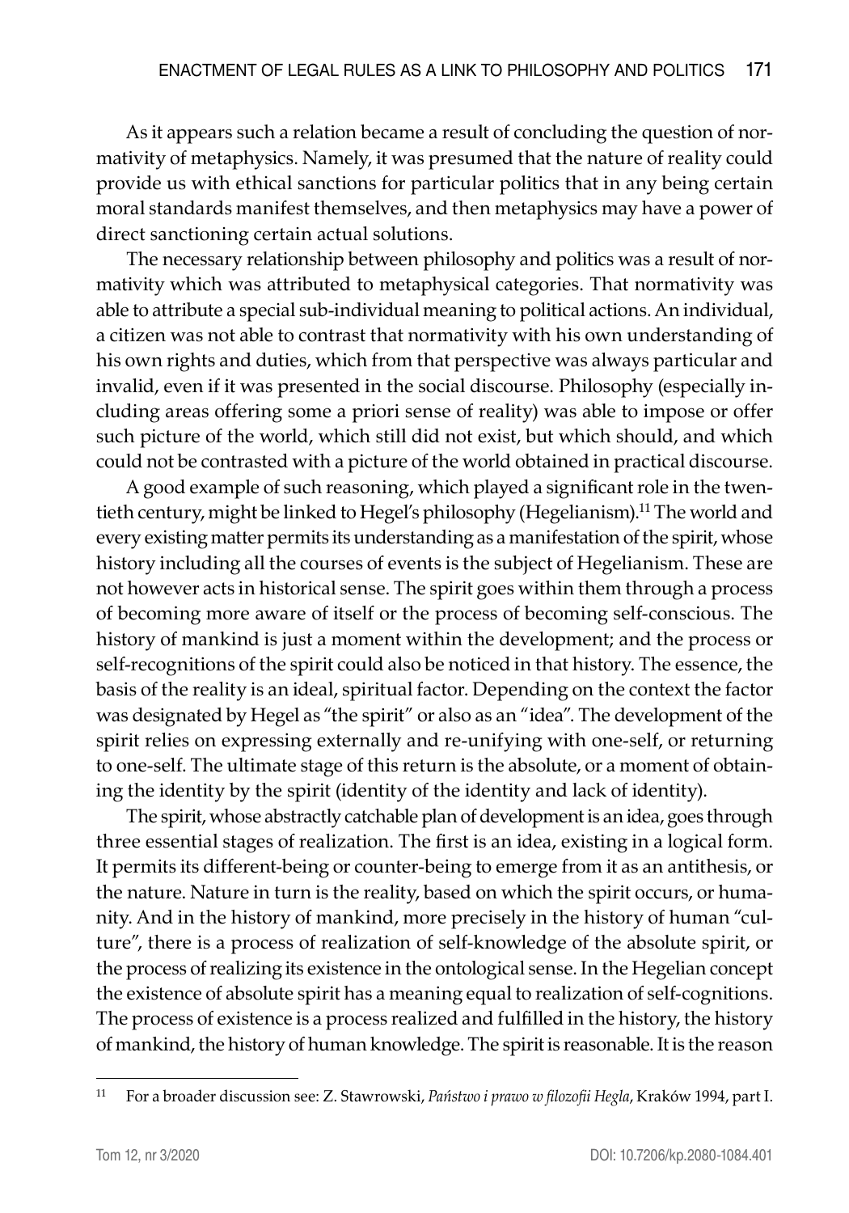As it appears such a relation became a result of concluding the question of normativity of metaphysics. Namely, it was presumed that the nature of reality could provide us with ethical sanctions for particular politics that in any being certain moral standards manifest themselves, and then metaphysics may have a power of direct sanctioning certain actual solutions.

The necessary relationship between philosophy and politics was a result of normativity which was attributed to metaphysical categories. That normativity was able to attribute a special sub-individual meaning to political actions. An individual, a citizen was not able to contrast that normativity with his own understanding of his own rights and duties, which from that perspective was always particular and invalid, even if it was presented in the social discourse. Philosophy (especially including areas offering some a priori sense of reality) was able to impose or offer such picture of the world, which still did not exist, but which should, and which could not be contrasted with a picture of the world obtained in practical discourse.

A good example of such reasoning, which played a significant role in the twentieth century, might be linked to Hegel's philosophy (Hegelianism).[11] The world and every existing matter permits its understanding as a manifestation of the spirit, whose history including all the courses of events is the subject of Hegelianism. These are not however acts in historical sense. The spirit goes within them through a process of becoming more aware of itself or the process of becoming self-conscious. The history of mankind is just a moment within the development; and the process or self-recognitions of the spirit could also be noticed in that history. The essence, the basis of the reality is an ideal, spiritual factor. Depending on the context the factor was designated by Hegel as "the spirit" or also as an "idea". The development of the spirit relies on expressing externally and re-unifying with one-self, or returning to one-self. The ultimate stage of this return is the absolute, or a moment of obtaining the identity by the spirit (identity of the identity and lack of identity).

The spirit, whose abstractly catchable plan of development is an idea, goes through three essential stages of realization. The first is an idea, existing in a logical form. It permits its different-being or counter-being to emerge from it as an antithesis, or the nature. Nature in turn is the reality, based on which the spirit occurs, or humanity. And in the history of mankind, more precisely in the history of human "culture", there is a process of realization of self-knowledge of the absolute spirit, or the process of realizing its existence in the ontological sense. In the Hegelian concept the existence of absolute spirit has a meaning equal to realization of self-cognitions. The process of existence is a process realized and fulfilled in the history, the history of mankind, the history of human knowledge. The spirit is reasonable. It is the reason

[11] For a broader discussion see: Z. Stawrowski, *Państwo i prawo w filozofii Hegla*, Kraków 1994, part I.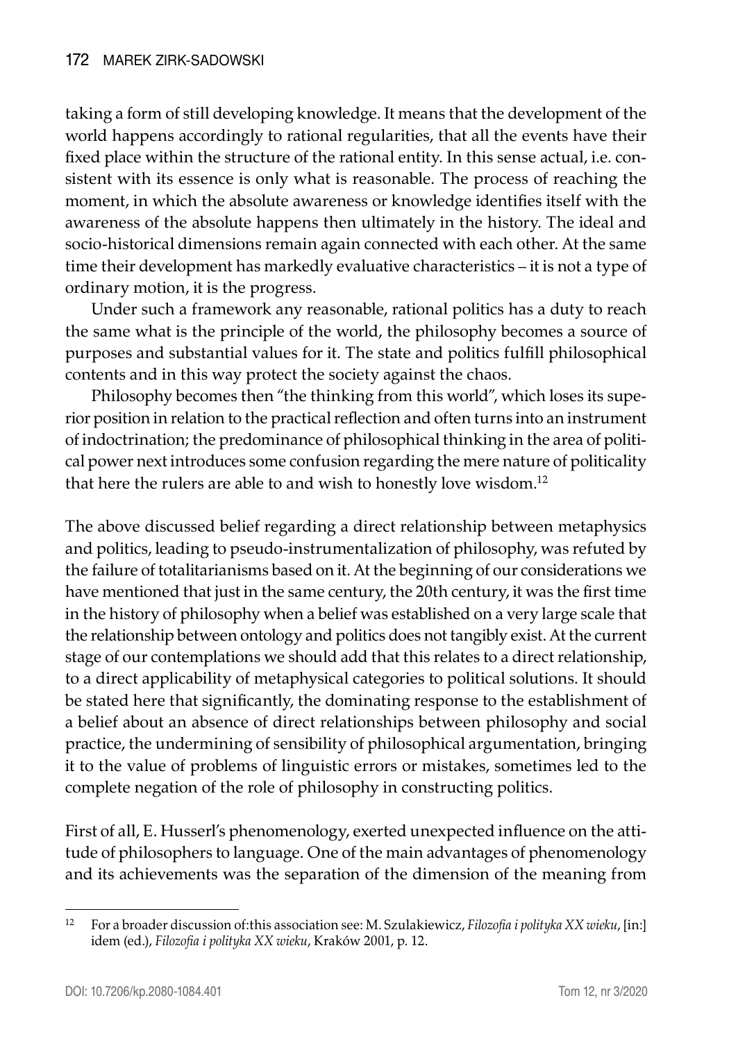taking a form of still developing knowledge. It means that the development of the world happens accordingly to rational regularities, that all the events have their fixed place within the structure of the rational entity. In this sense actual, i.e. consistent with its essence is only what is reasonable. The process of reaching the moment, in which the absolute awareness or knowledge identifies itself with the awareness of the absolute happens then ultimately in the history. The ideal and socio-historical dimensions remain again connected with each other. At the same time their development has markedly evaluative characteristics – it is not a type of ordinary motion, it is the progress.

Under such a framework any reasonable, rational politics has a duty to reach the same what is the principle of the world, the philosophy becomes a source of purposes and substantial values for it. The state and politics fulfill philosophical contents and in this way protect the society against the chaos.

Philosophy becomes then "the thinking from this world", which loses its superior position in relation to the practical reflection and often turns into an instrument of indoctrination; the predominance of philosophical thinking in the area of political power next introduces some confusion regarding the mere nature of politicality that here the rulers are able to and wish to honestly love wisdom.[12]

The above discussed belief regarding a direct relationship between metaphysics and politics, leading to pseudo-instrumentalization of philosophy, was refuted by the failure of totalitarianisms based on it. At the beginning of our considerations we have mentioned that just in the same century, the 20th century, it was the first time in the history of philosophy when a belief was established on a very large scale that the relationship between ontology and politics does not tangibly exist. At the current stage of our contemplations we should add that this relates to a direct relationship, to a direct applicability of metaphysical categories to political solutions. It should be stated here that significantly, the dominating response to the establishment of a belief about an absence of direct relationships between philosophy and social practice, the undermining of sensibility of philosophical argumentation, bringing it to the value of problems of linguistic errors or mistakes, sometimes led to the complete negation of the role of philosophy in constructing politics.

First of all, E. Husserl's phenomenology, exerted unexpected influence on the attitude of philosophers to language. One of the main advantages of phenomenology and its achievements was the separation of the dimension of the meaning from

---

[12] For a broader discussion of:this association see: M. Szulakiewicz, *Filozofia i polityka XX wieku*, [in:] idem (ed.), *Filozofia i polityka XX wieku*, Kraków 2001, p. 12.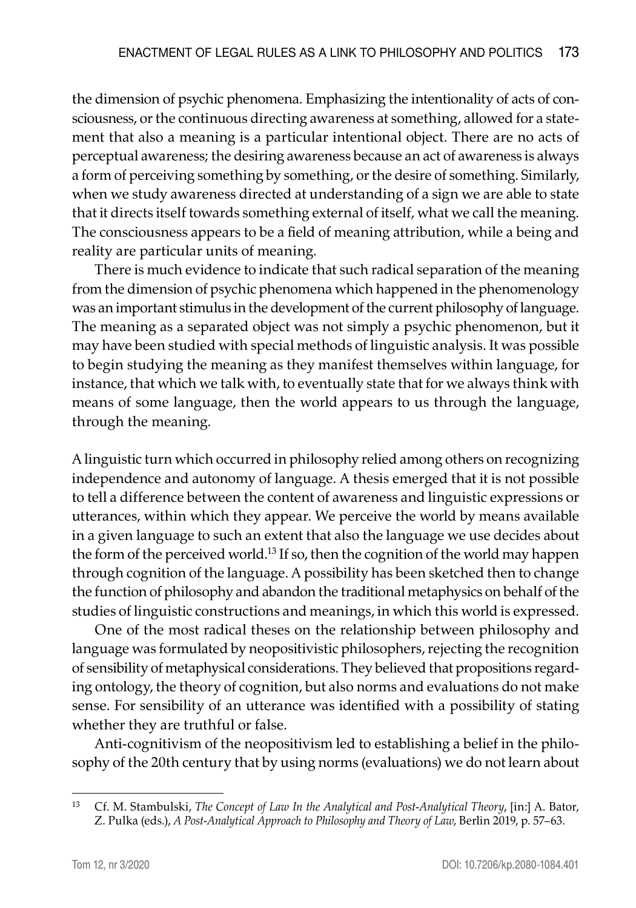the dimension of psychic phenomena. Emphasizing the intentionality of acts of consciousness, or the continuous directing awareness at something, allowed for a statement that also a meaning is a particular intentional object. There are no acts of perceptual awareness; the desiring awareness because an act of awareness is always a form of perceiving something by something, or the desire of something. Similarly, when we study awareness directed at understanding of a sign we are able to state that it directs itself towards something external of itself, what we call the meaning. The consciousness appears to be a field of meaning attribution, while a being and reality are particular units of meaning.

There is much evidence to indicate that such radical separation of the meaning from the dimension of psychic phenomena which happened in the phenomenology was an important stimulus in the development of the current philosophy of language. The meaning as a separated object was not simply a psychic phenomenon, but it may have been studied with special methods of linguistic analysis. It was possible to begin studying the meaning as they manifest themselves within language, for instance, that which we talk with, to eventually state that for we always think with means of some language, then the world appears to us through the language, through the meaning.

A linguistic turn which occurred in philosophy relied among others on recognizing independence and autonomy of language. A thesis emerged that it is not possible to tell a difference between the content of awareness and linguistic expressions or utterances, within which they appear. We perceive the world by means available in a given language to such an extent that also the language we use decides about the form of the perceived world.[13] If so, then the cognition of the world may happen through cognition of the language. A possibility has been sketched then to change the function of philosophy and abandon the traditional metaphysics on behalf of the studies of linguistic constructions and meanings, in which this world is expressed.

One of the most radical theses on the relationship between philosophy and language was formulated by neopositivistic philosophers, rejecting the recognition of sensibility of metaphysical considerations. They believed that propositions regarding ontology, the theory of cognition, but also norms and evaluations do not make sense. For sensibility of an utterance was identified with a possibility of stating whether they are truthful or false.

Anti-cognitivism of the neopositivism led to establishing a belief in the philosophy of the 20th century that by using norms (evaluations) we do not learn about

---

[13] Cf. M. Stambulski, *The Concept of Law In the Analytical and Post-Analytical Theory*, [in:] A. Bator, Z. Pulka (eds.), *A Post-Analytical Approach to Philosophy and Theory of Law*, Berlin 2019, p. 57–63.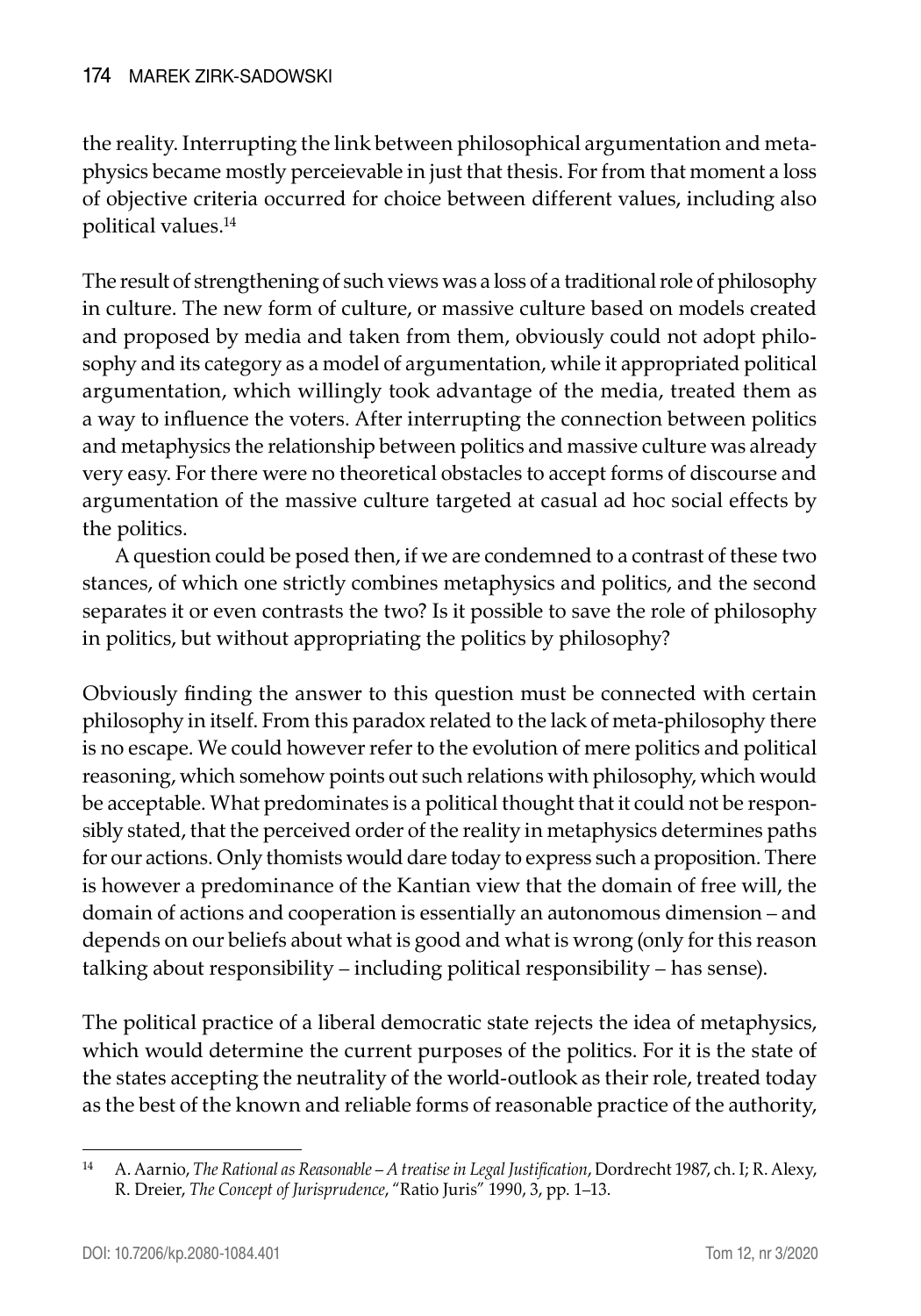the reality. Interrupting the link between philosophical argumentation and metaphysics became mostly perceievable in just that thesis. For from that moment a loss of objective criteria occurred for choice between different values, including also political values.[14]

The result of strengthening of such views was a loss of a traditional role of philosophy in culture. The new form of culture, or massive culture based on models created and proposed by media and taken from them, obviously could not adopt philosophy and its category as a model of argumentation, while it appropriated political argumentation, which willingly took advantage of the media, treated them as a way to influence the voters. After interrupting the connection between politics and metaphysics the relationship between politics and massive culture was already very easy. For there were no theoretical obstacles to accept forms of discourse and argumentation of the massive culture targeted at casual ad hoc social effects by the politics.

A question could be posed then, if we are condemned to a contrast of these two stances, of which one strictly combines metaphysics and politics, and the second separates it or even contrasts the two? Is it possible to save the role of philosophy in politics, but without appropriating the politics by philosophy?

Obviously finding the answer to this question must be connected with certain philosophy in itself. From this paradox related to the lack of meta-philosophy there is no escape. We could however refer to the evolution of mere politics and political reasoning, which somehow points out such relations with philosophy, which would be acceptable. What predominates is a political thought that it could not be responsibly stated, that the perceived order of the reality in metaphysics determines paths for our actions. Only thomists would dare today to express such a proposition. There is however a predominance of the Kantian view that the domain of free will, the domain of actions and cooperation is essentially an autonomous dimension – and depends on our beliefs about what is good and what is wrong (only for this reason talking about responsibility – including political responsibility – has sense).

The political practice of a liberal democratic state rejects the idea of metaphysics, which would determine the current purposes of the politics. For it is the state of the states accepting the neutrality of the world-outlook as their role, treated today as the best of the known and reliable forms of reasonable practice of the authority,

---

[14] A. Aarnio, *The Rational as Reasonable – A treatise in Legal Justification*, Dordrecht 1987, ch. I; R. Alexy, R. Dreier, *The Concept of Jurisprudence*, "Ratio Juris" 1990, 3, pp. 1–13.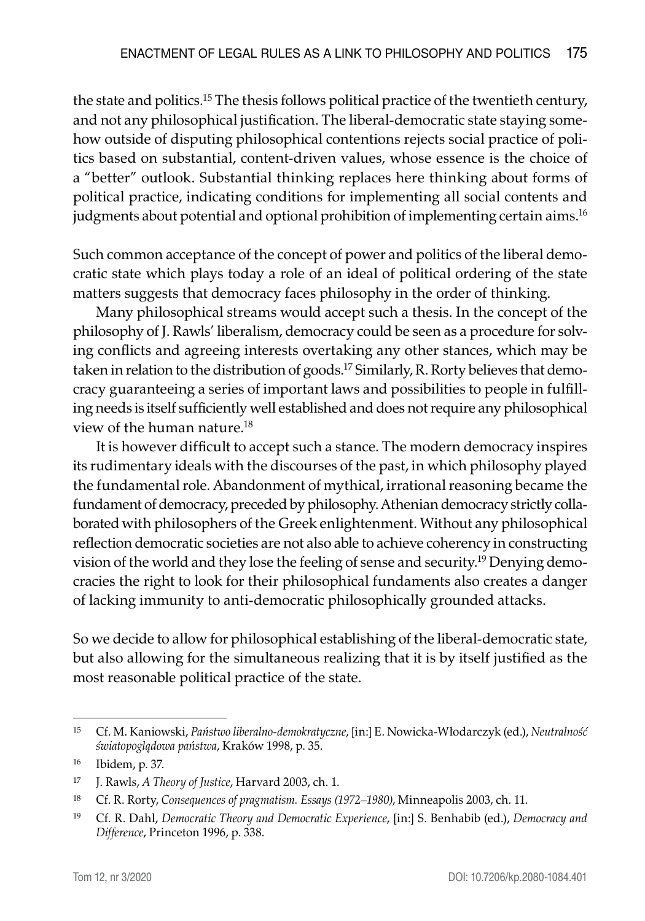the state and politics.[15] The thesis follows political practice of the twentieth century, and not any philosophical justification. The liberal-democratic state staying somehow outside of disputing philosophical contentions rejects social practice of politics based on substantial, content-driven values, whose essence is the choice of a "better" outlook. Substantial thinking replaces here thinking about forms of political practice, indicating conditions for implementing all social contents and judgments about potential and optional prohibition of implementing certain aims.[16]

Such common acceptance of the concept of power and politics of the liberal democratic state which plays today a role of an ideal of political ordering of the state matters suggests that democracy faces philosophy in the order of thinking.

Many philosophical streams would accept such a thesis. In the concept of the philosophy of J. Rawls' liberalism, democracy could be seen as a procedure for solving conflicts and agreeing interests overtaking any other stances, which may be taken in relation to the distribution of goods.[17] Similarly, R. Rorty believes that democracy guaranteeing a series of important laws and possibilities to people in fulfilling needs is itself sufficiently well established and does not require any philosophical view of the human nature.[18]

It is however difficult to accept such a stance. The modern democracy inspires its rudimentary ideals with the discourses of the past, in which philosophy played the fundamental role. Abandonment of mythical, irrational reasoning became the fundament of democracy, preceded by philosophy. Athenian democracy strictly collaborated with philosophers of the Greek enlightenment. Without any philosophical reflection democratic societies are not also able to achieve coherency in constructing vision of the world and they lose the feeling of sense and security.[19] Denying democracies the right to look for their philosophical fundaments also creates a danger of lacking immunity to anti-democratic philosophically grounded attacks.

So we decide to allow for philosophical establishing of the liberal-democratic state, but also allowing for the simultaneous realizing that it is by itself justified as the most reasonable political practice of the state.

---

[15] Cf. M. Kaniowski, *Państwo liberalno-demokratyczne*, [in:] E. Nowicka-Włodarczyk (ed.), *Neutralność światopoglądowa państwa*, Kraków 1998, p. 35.

[16] Ibidem, p. 37.

[17] J. Rawls, *A Theory of Justice*, Harvard 2003, ch. 1.

[18] Cf. R. Rorty, *Consequences of pragmatism. Essays (1972–1980)*, Minneapolis 2003, ch. 11.

[19] Cf. R. Dahl, *Democratic Theory and Democratic Experience*, [in:] S. Benhabib (ed.), *Democracy and Difference*, Princeton 1996, p. 338.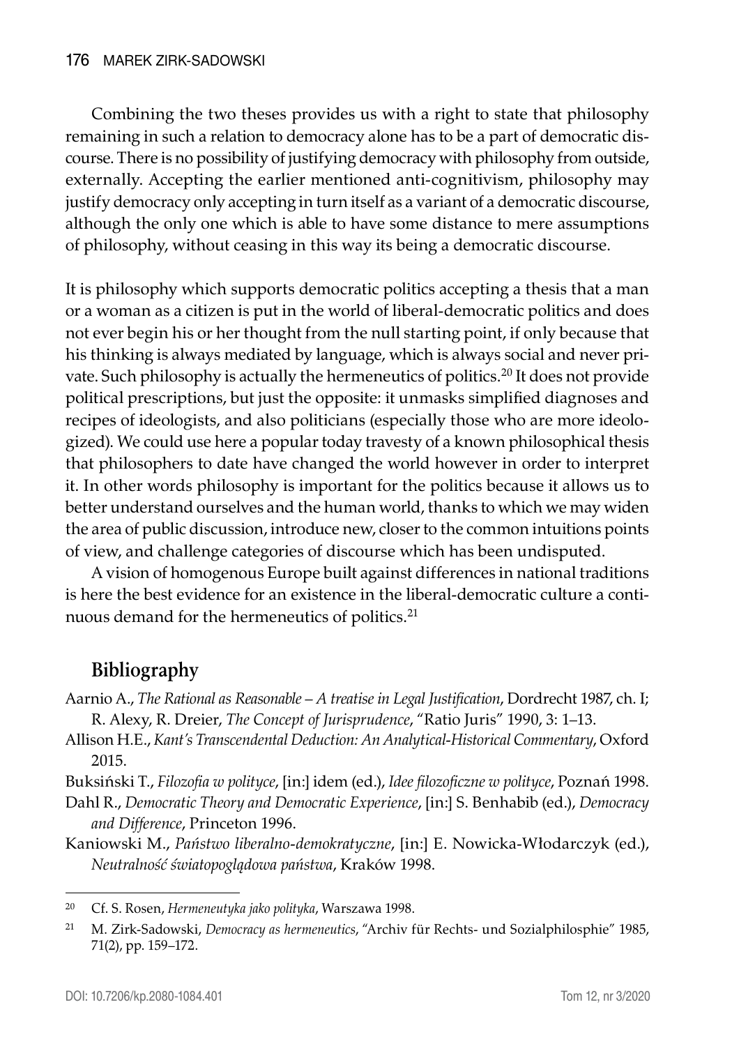Combining the two theses provides us with a right to state that philosophy remaining in such a relation to democracy alone has to be a part of democratic discourse. There is no possibility of justifying democracy with philosophy from outside, externally. Accepting the earlier mentioned anti-cognitivism, philosophy may justify democracy only accepting in turn itself as a variant of a democratic discourse, although the only one which is able to have some distance to mere assumptions of philosophy, without ceasing in this way its being a democratic discourse.

It is philosophy which supports democratic politics accepting a thesis that a man or a woman as a citizen is put in the world of liberal-democratic politics and does not ever begin his or her thought from the null starting point, if only because that his thinking is always mediated by language, which is always social and never private. Such philosophy is actually the hermeneutics of politics.[20] It does not provide political prescriptions, but just the opposite: it unmasks simplified diagnoses and recipes of ideologists, and also politicians (especially those who are more ideologized). We could use here a popular today travesty of a known philosophical thesis that philosophers to date have changed the world however in order to interpret it. In other words philosophy is important for the politics because it allows us to better understand ourselves and the human world, thanks to which we may widen the area of public discussion, introduce new, closer to the common intuitions points of view, and challenge categories of discourse which has been undisputed.

A vision of homogenous Europe built against differences in national traditions is here the best evidence for an existence in the liberal-democratic culture a continuous demand for the hermeneutics of politics.[21]

## Bibliography

Aarnio A., *The Rational as Reasonable – A treatise in Legal Justification*, Dordrecht 1987, ch. I; R. Alexy, R. Dreier, *The Concept of Jurisprudence*, "Ratio Juris" 1990, 3: 1–13.

Allison H.E., *Kant's Transcendental Deduction: An Analytical-Historical Commentary*, Oxford 2015.

Buksiński T., *Filozofia w polityce*, [in:] idem (ed.), *Idee filozoficzne w polityce*, Poznań 1998.

Dahl R., *Democratic Theory and Democratic Experience*, [in:] S. Benhabib (ed.), *Democracy and Difference*, Princeton 1996.

Kaniowski M., *Państwo liberalno-demokratyczne*, [in:] E. Nowicka-Włodarczyk (ed.), *Neutralność światopoglądowa państwa*, Kraków 1998.

---

[20] Cf. S. Rosen, *Hermeneutyka jako polityka*, Warszawa 1998.

[21] M. Zirk-Sadowski, *Democracy as hermeneutics*, "Archiv für Rechts- und Sozialphilosphie" 1985, 71(2), pp. 159–172.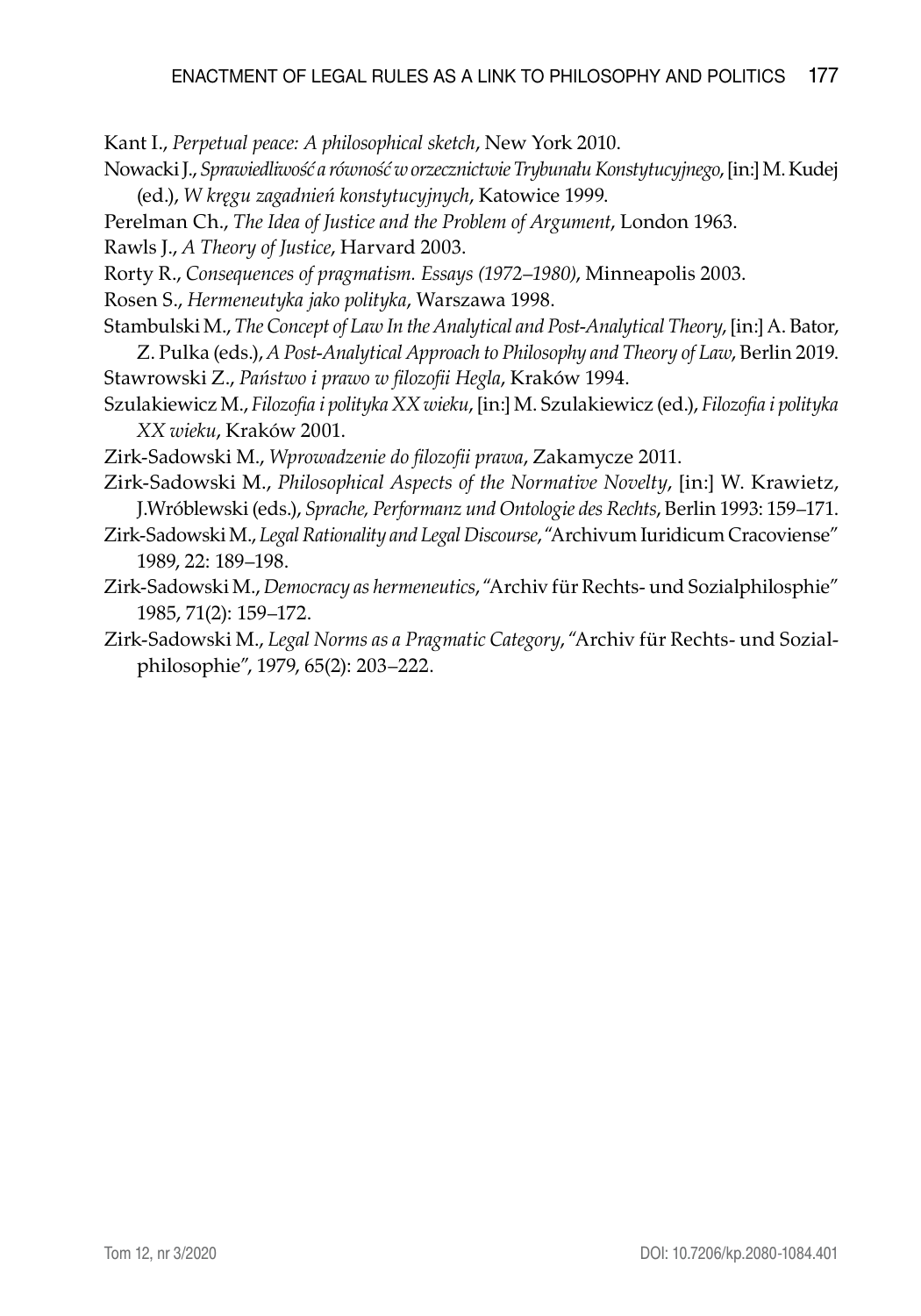Kant I., *Perpetual peace: A philosophical sketch*, New York 2010.

Nowacki J., *Sprawiedliwość a równość w orzecznictwie Trybunału Konstytucyjnego*, [in:] M. Kudej (ed.), *W kręgu zagadnień konstytucyjnych*, Katowice 1999.

Perelman Ch., *The Idea of Justice and the Problem of Argument*, London 1963.

Rawls J., *A Theory of Justice*, Harvard 2003.

Rorty R., *Consequences of pragmatism. Essays (1972–1980)*, Minneapolis 2003.

Rosen S., *Hermeneutyka jako polityka*, Warszawa 1998.

Stambulski M., *The Concept of Law In the Analytical and Post-Analytical Theory*, [in:] A. Bator, Z. Pulka (eds.), *A Post-Analytical Approach to Philosophy and Theory of Law*, Berlin 2019.

Stawrowski Z., *Państwo i prawo w filozofii Hegla*, Kraków 1994.

Szulakiewicz M., *Filozofia i polityka XX wieku*, [in:] M. Szulakiewicz (ed.), *Filozofia i polityka XX wieku*, Kraków 2001.

Zirk-Sadowski M., *Wprowadzenie do filozofii prawa*, Zakamycze 2011.

Zirk-Sadowski M., *Philosophical Aspects of the Normative Novelty*, [in:] W. Krawietz, J.Wróblewski (eds.), *Sprache, Performanz und Ontologie des Rechts*, Berlin 1993: 159–171.

Zirk-Sadowski M., *Legal Rationality and Legal Discourse*, "Archivum Iuridicum Cracoviense" 1989, 22: 189–198.

Zirk-Sadowski M., *Democracy as hermeneutics*, "Archiv für Rechts- und Sozialphilosphie" 1985, 71(2): 159–172.

Zirk-Sadowski M., *Legal Norms as a Pragmatic Category*, "Archiv für Rechts- und Sozialphilosophie", 1979, 65(2): 203–222.